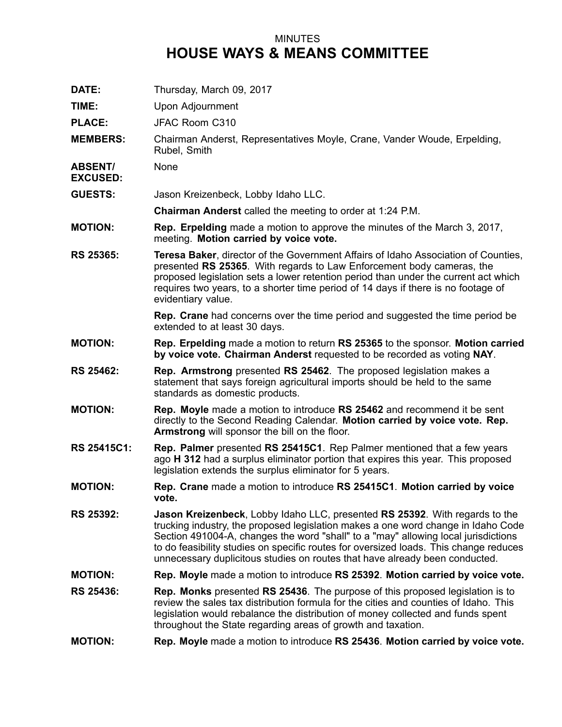MINUTES

# HOUSE WAYS & MEANS COMMITTEE

**DATE:** Thursday, March 09, 2017

**TIME:** Upon Adjournment

**PLACE:** JFAC Room C310

**MEMBERS:** Chairman Anderst, Representatives Moyle, Crane, Vander Woude, Erpelding, Rubel, Smith

**ABSENT/ EXCUSED:** None

**GUESTS:** Jason Kreizenbeck, Lobby Idaho LLC.

**Chairman Anderst** called the meeting to order at 1:24 P.M.

**MOTION:** **Rep. Erpelding** made a motion to approve the minutes of the March 3, 2017, meeting. **Motion carried by voice vote.**

**RS 25365:** **Teresa Baker**, director of the Government Affairs of Idaho Association of Counties, presented **RS 25365**. With regards to Law Enforcement body cameras, the proposed legislation sets a lower retention period than under the current act which requires two years, to a shorter time period of 14 days if there is no footage of evidentiary value.

**Rep. Crane** had concerns over the time period and suggested the time period be extended to at least 30 days.

**MOTION:** **Rep. Erpelding** made a motion to return **RS 25365** to the sponsor. **Motion carried by voice vote. Chairman Anderst** requested to be recorded as voting **NAY**.

**RS 25462:** **Rep. Armstrong** presented **RS 25462**. The proposed legislation makes a statement that says foreign agricultural imports should be held to the same standards as domestic products.

**MOTION:** **Rep. Moyle** made a motion to introduce **RS 25462** and recommend it be sent directly to the Second Reading Calendar. **Motion carried by voice vote. Rep. Armstrong** will sponsor the bill on the floor.

**RS 25415C1:** **Rep. Palmer** presented **RS 25415C1**. Rep Palmer mentioned that a few years ago **H 312** had a surplus eliminator portion that expires this year. This proposed legislation extends the surplus eliminator for 5 years.

**MOTION:** **Rep. Crane** made a motion to introduce **RS 25415C1**. **Motion carried by voice vote.**

**RS 25392:** **Jason Kreizenbeck**, Lobby Idaho LLC, presented **RS 25392**. With regards to the trucking industry, the proposed legislation makes a one word change in Idaho Code Section 491004-A, changes the word "shall" to a "may" allowing local jurisdictions to do feasibility studies on specific routes for oversized loads. This change reduces unnecessary duplicitous studies on routes that have already been conducted.

**MOTION:** **Rep. Moyle** made a motion to introduce **RS 25392**. **Motion carried by voice vote.**

**RS 25436:** **Rep. Monks** presented **RS 25436**. The purpose of this proposed legislation is to review the sales tax distribution formula for the cities and counties of Idaho. This legislation would rebalance the distribution of money collected and funds spent throughout the State regarding areas of growth and taxation.

**MOTION:** **Rep. Moyle** made a motion to introduce **RS 25436**. **Motion carried by voice vote.**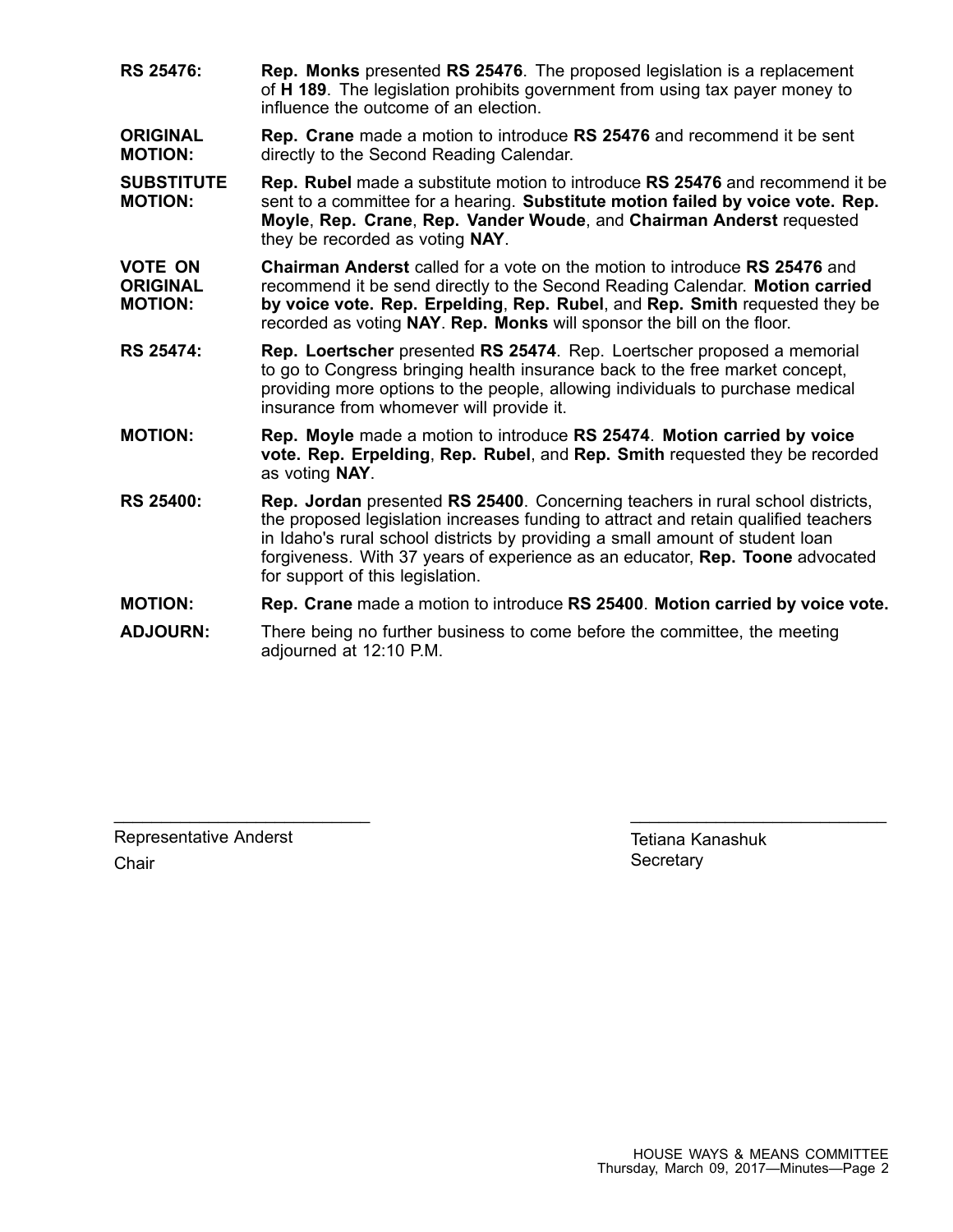**RS 25476:** **Rep. Monks** presented **RS 25476**. The proposed legislation is a replacement of **H 189**. The legislation prohibits government from using tax payer money to influence the outcome of an election.

**ORIGINAL MOTION:** **Rep. Crane** made a motion to introduce **RS 25476** and recommend it be sent directly to the Second Reading Calendar.

**SUBSTITUTE MOTION:** **Rep. Rubel** made a substitute motion to introduce **RS 25476** and recommend it be sent to a committee for a hearing. **Substitute motion failed by voice vote. Rep. Moyle**, **Rep. Crane**, **Rep. Vander Woude**, and **Chairman Anderst** requested they be recorded as voting **NAY**.

**VOTE ON ORIGINAL MOTION:** **Chairman Anderst** called for a vote on the motion to introduce **RS 25476** and recommend it be send directly to the Second Reading Calendar. **Motion carried by voice vote. Rep. Erpelding**, **Rep. Rubel**, and **Rep. Smith** requested they be recorded as voting **NAY**. **Rep. Monks** will sponsor the bill on the floor.

**RS 25474:** **Rep. Loertscher** presented **RS 25474**. Rep. Loertscher proposed a memorial to go to Congress bringing health insurance back to the free market concept, providing more options to the people, allowing individuals to purchase medical insurance from whomever will provide it.

**MOTION:** **Rep. Moyle** made a motion to introduce **RS 25474**. **Motion carried by voice vote. Rep. Erpelding**, **Rep. Rubel**, and **Rep. Smith** requested they be recorded as voting **NAY**.

**RS 25400:** **Rep. Jordan** presented **RS 25400**. Concerning teachers in rural school districts, the proposed legislation increases funding to attract and retain qualified teachers in Idaho's rural school districts by providing a small amount of student loan forgiveness. With 37 years of experience as an educator, **Rep. Toone** advocated for support of this legislation.

**MOTION:** **Rep. Crane** made a motion to introduce **RS 25400**. **Motion carried by voice vote.**

**ADJOURN:** There being no further business to come before the committee, the meeting adjourned at 12:10 P.M.

___________________________
Representative Anderst
Chair

___________________________
Tetiana Kanashuk
Secretary